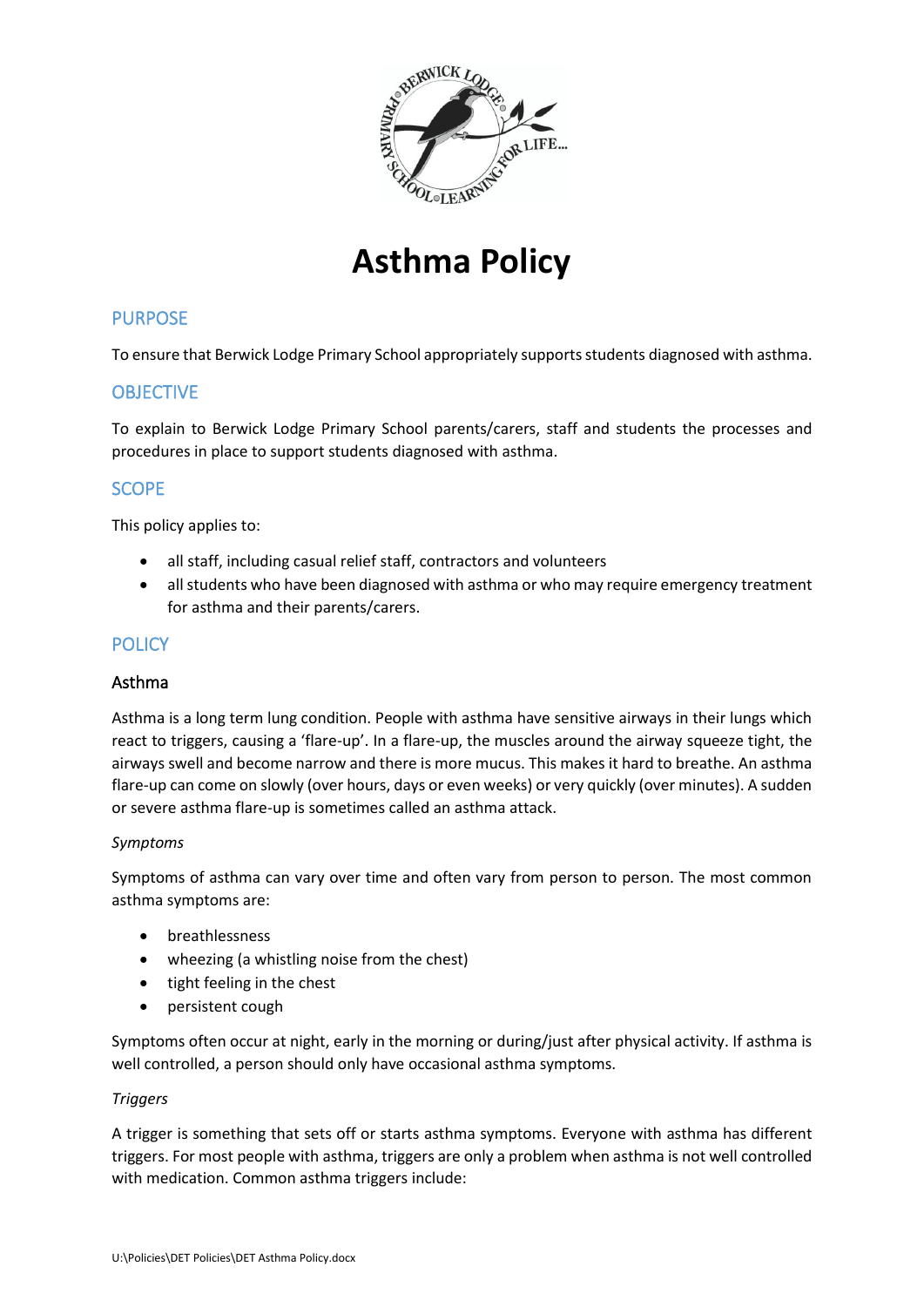# Asthma Policy

## PURPOSE

To ensure that Berwick Lodge Primary School appropriately supports students diagnosed with asthma.

## OBJECTIVE

To explain to Berwick Lodge Primary School parents/carers, staff and students the processes and procedures in place to support students diagnosed with asthma.

## SCOPE

This policy applies to:

- all staff, including casual relief staff, contractors and volunteers
- all students who have been diagnosed with asthma or who may require emergency treatment for asthma and their parents/carers.

## POLICY

### Asthma

Asthma is a long term lung condition. People with asthma have sensitive airways in their lungs which react to triggers, causing a 'flare-up'. In a flare-up, the muscles around the airway squeeze tight, the airways swell and become narrow and there is more mucus. This makes it hard to breathe. An asthma flare-up can come on slowly (over hours, days or even weeks) or very quickly (over minutes). A sudden or severe asthma flare-up is sometimes called an asthma attack.

*Symptoms*

Symptoms of asthma can vary over time and often vary from person to person. The most common asthma symptoms are:

- breathlessness
- wheezing (a whistling noise from the chest)
- tight feeling in the chest
- persistent cough

Symptoms often occur at night, early in the morning or during/just after physical activity. If asthma is well controlled, a person should only have occasional asthma symptoms.

*Triggers*

A trigger is something that sets off or starts asthma symptoms. Everyone with asthma has different triggers. For most people with asthma, triggers are only a problem when asthma is not well controlled with medication. Common asthma triggers include: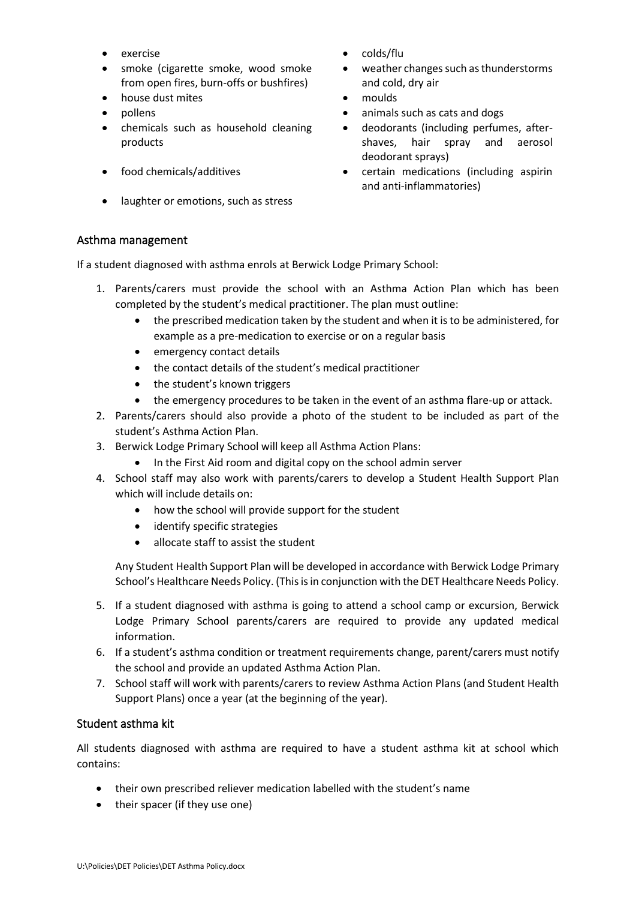- exercise
- smoke (cigarette smoke, wood smoke from open fires, burn-offs or bushfires)
- house dust mites
- pollens
- chemicals such as household cleaning products
- food chemicals/additives
- laughter or emotions, such as stress
- colds/flu
- weather changes such as thunderstorms and cold, dry air
- moulds
- animals such as cats and dogs
- deodorants (including perfumes, after-shaves, hair spray and aerosol deodorant sprays)
- certain medications (including aspirin and anti-inflammatories)

## Asthma management

If a student diagnosed with asthma enrols at Berwick Lodge Primary School:

1. Parents/carers must provide the school with an Asthma Action Plan which has been completed by the student's medical practitioner. The plan must outline:
    - the prescribed medication taken by the student and when it is to be administered, for example as a pre-medication to exercise or on a regular basis
    - emergency contact details
    - the contact details of the student's medical practitioner
    - the student's known triggers
    - the emergency procedures to be taken in the event of an asthma flare-up or attack.
2. Parents/carers should also provide a photo of the student to be included as part of the student's Asthma Action Plan.
3. Berwick Lodge Primary School will keep all Asthma Action Plans:
    - In the First Aid room and digital copy on the school admin server
4. School staff may also work with parents/carers to develop a Student Health Support Plan which will include details on:
    - how the school will provide support for the student
    - identify specific strategies
    - allocate staff to assist the student

    Any Student Health Support Plan will be developed in accordance with Berwick Lodge Primary School's Healthcare Needs Policy. (This is in conjunction with the DET Healthcare Needs Policy.
5. If a student diagnosed with asthma is going to attend a school camp or excursion, Berwick Lodge Primary School parents/carers are required to provide any updated medical information.
6. If a student's asthma condition or treatment requirements change, parent/carers must notify the school and provide an updated Asthma Action Plan.
7. School staff will work with parents/carers to review Asthma Action Plans (and Student Health Support Plans) once a year (at the beginning of the year).

## Student asthma kit

All students diagnosed with asthma are required to have a student asthma kit at school which contains:

- their own prescribed reliever medication labelled with the student's name
- their spacer (if they use one)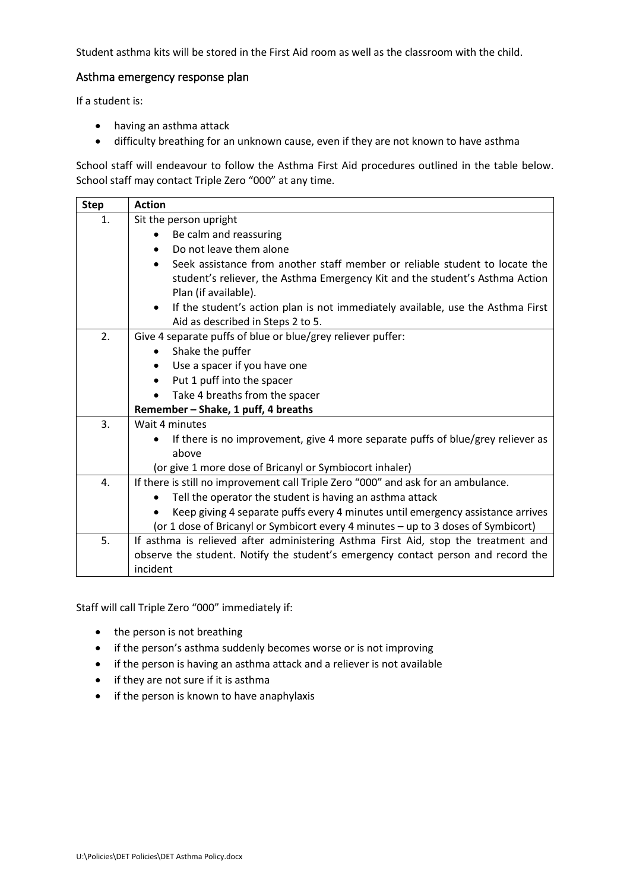Student asthma kits will be stored in the First Aid room as well as the classroom with the child.

## Asthma emergency response plan

If a student is:

- having an asthma attack
- difficulty breathing for an unknown cause, even if they are not known to have asthma

School staff will endeavour to follow the Asthma First Aid procedures outlined in the table below. School staff may contact Triple Zero "000" at any time.

| Step | Action |
|---|---|
| 1. | Sit the person upright<br>• Be calm and reassuring<br>• Do not leave them alone<br>• Seek assistance from another staff member or reliable student to locate the student's reliever, the Asthma Emergency Kit and the student's Asthma Action Plan (if available).<br>• If the student's action plan is not immediately available, use the Asthma First Aid as described in Steps 2 to 5. |
| 2. | Give 4 separate puffs of blue or blue/grey reliever puffer:<br>• Shake the puffer<br>• Use a spacer if you have one<br>• Put 1 puff into the spacer<br>• Take 4 breaths from the spacer<br>**Remember – Shake, 1 puff, 4 breaths** |
| 3. | Wait 4 minutes<br>• If there is no improvement, give 4 more separate puffs of blue/grey reliever as above<br>(or give 1 more dose of Bricanyl or Symbiocort inhaler) |
| 4. | If there is still no improvement call Triple Zero "000" and ask for an ambulance.<br>• Tell the operator the student is having an asthma attack<br>• Keep giving 4 separate puffs every 4 minutes until emergency assistance arrives<br>(or 1 dose of Bricanyl or Symbicort every 4 minutes – up to 3 doses of Symbicort) |
| 5. | If asthma is relieved after administering Asthma First Aid, stop the treatment and observe the student. Notify the student's emergency contact person and record the incident |

Staff will call Triple Zero "000" immediately if:

- the person is not breathing
- if the person's asthma suddenly becomes worse or is not improving
- if the person is having an asthma attack and a reliever is not available
- if they are not sure if it is asthma
- if the person is known to have anaphylaxis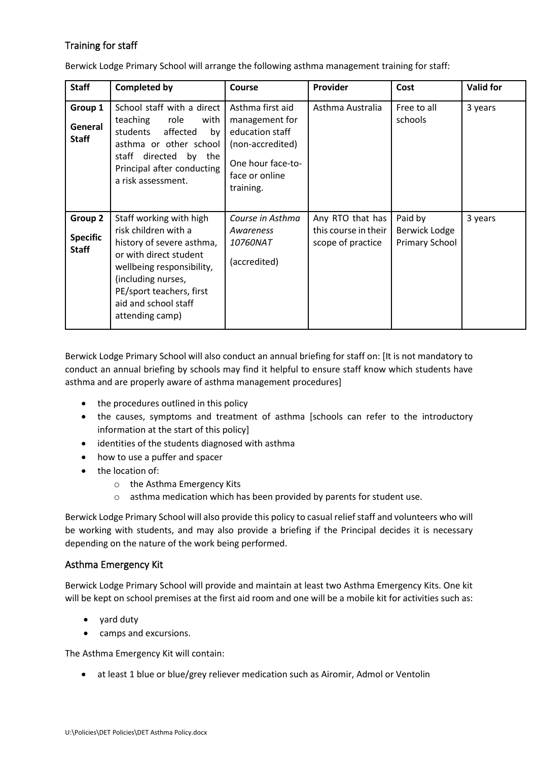## Training for staff

Berwick Lodge Primary School will arrange the following asthma management training for staff:

| Staff | Completed by | Course | Provider | Cost | Valid for |
|---|---|---|---|---|---|
| **Group 1** **General Staff** | School staff with a direct teaching role with students affected by asthma or other school staff directed by the Principal after conducting a risk assessment. | Asthma first aid management for education staff (non-accredited) One hour face-to-face or online training. | Asthma Australia | Free to all schools | 3 years |
| **Group 2** **Specific Staff** | Staff working with high risk children with a history of severe asthma, or with direct student wellbeing responsibility, (including nurses, PE/sport teachers, first aid and school staff attending camp) | *Course in Asthma Awareness 10760NAT* (accredited) | Any RTO that has this course in their scope of practice | Paid by Berwick Lodge Primary School | 3 years |

Berwick Lodge Primary School will also conduct an annual briefing for staff on: [It is not mandatory to conduct an annual briefing by schools may find it helpful to ensure staff know which students have asthma and are properly aware of asthma management procedures]

- the procedures outlined in this policy
- the causes, symptoms and treatment of asthma [schools can refer to the introductory information at the start of this policy]
- identities of the students diagnosed with asthma
- how to use a puffer and spacer
- the location of:
  - the Asthma Emergency Kits
  - asthma medication which has been provided by parents for student use.

Berwick Lodge Primary School will also provide this policy to casual relief staff and volunteers who will be working with students, and may also provide a briefing if the Principal decides it is necessary depending on the nature of the work being performed.

## Asthma Emergency Kit

Berwick Lodge Primary School will provide and maintain at least two Asthma Emergency Kits. One kit will be kept on school premises at the first aid room and one will be a mobile kit for activities such as:

- yard duty
- camps and excursions.

The Asthma Emergency Kit will contain:

- at least 1 blue or blue/grey reliever medication such as Airomir, Admol or Ventolin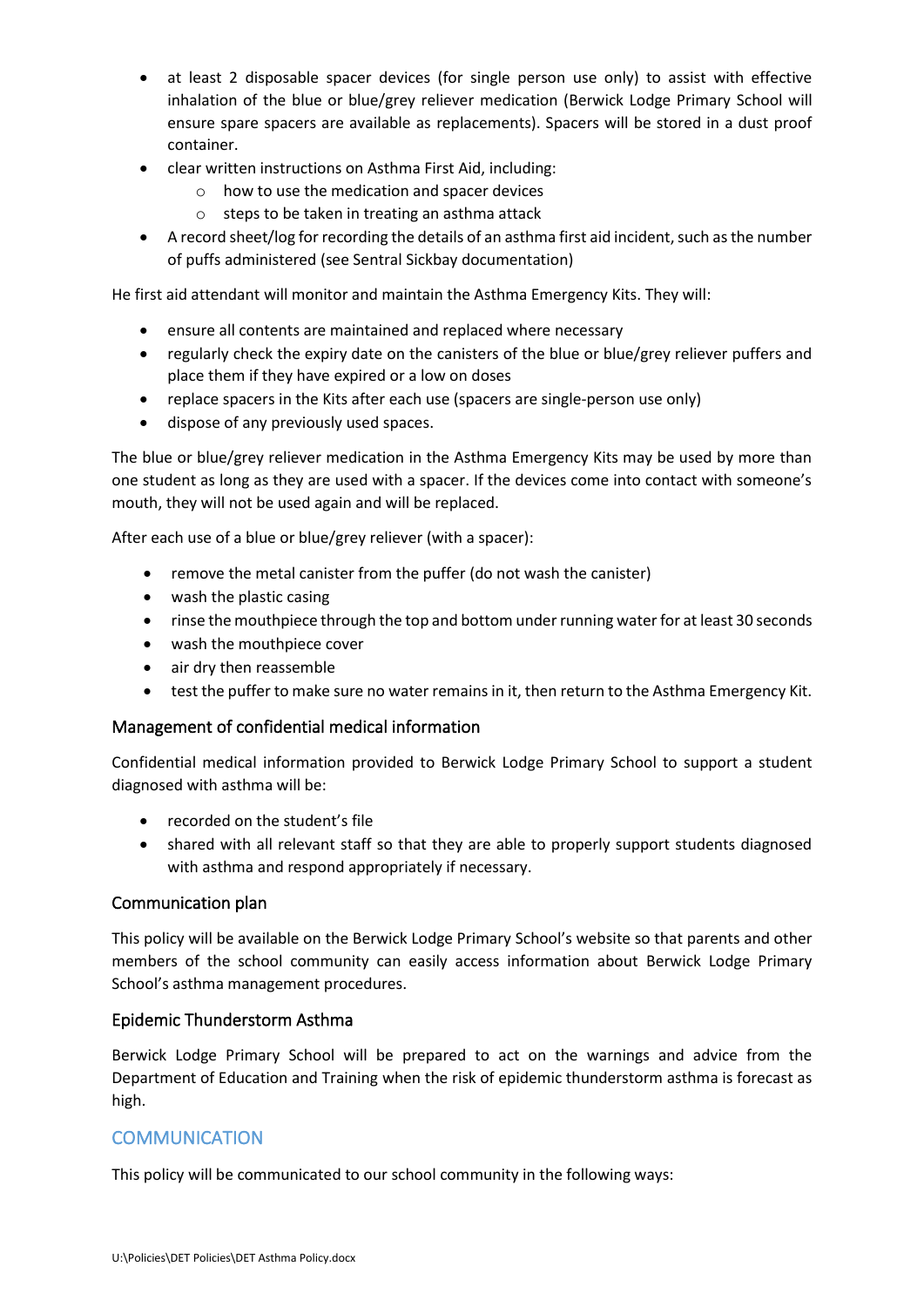- at least 2 disposable spacer devices (for single person use only) to assist with effective inhalation of the blue or blue/grey reliever medication (Berwick Lodge Primary School will ensure spare spacers are available as replacements). Spacers will be stored in a dust proof container.
- clear written instructions on Asthma First Aid, including:
  - how to use the medication and spacer devices
  - steps to be taken in treating an asthma attack
- A record sheet/log for recording the details of an asthma first aid incident, such as the number of puffs administered (see Sentral Sickbay documentation)

He first aid attendant will monitor and maintain the Asthma Emergency Kits. They will:

- ensure all contents are maintained and replaced where necessary
- regularly check the expiry date on the canisters of the blue or blue/grey reliever puffers and place them if they have expired or a low on doses
- replace spacers in the Kits after each use (spacers are single-person use only)
- dispose of any previously used spaces.

The blue or blue/grey reliever medication in the Asthma Emergency Kits may be used by more than one student as long as they are used with a spacer. If the devices come into contact with someone's mouth, they will not be used again and will be replaced.

After each use of a blue or blue/grey reliever (with a spacer):

- remove the metal canister from the puffer (do not wash the canister)
- wash the plastic casing
- rinse the mouthpiece through the top and bottom under running water for at least 30 seconds
- wash the mouthpiece cover
- air dry then reassemble
- test the puffer to make sure no water remains in it, then return to the Asthma Emergency Kit.

### Management of confidential medical information

Confidential medical information provided to Berwick Lodge Primary School to support a student diagnosed with asthma will be:

- recorded on the student's file
- shared with all relevant staff so that they are able to properly support students diagnosed with asthma and respond appropriately if necessary.

### Communication plan

This policy will be available on the Berwick Lodge Primary School's website so that parents and other members of the school community can easily access information about Berwick Lodge Primary School's asthma management procedures.

### Epidemic Thunderstorm Asthma

Berwick Lodge Primary School will be prepared to act on the warnings and advice from the Department of Education and Training when the risk of epidemic thunderstorm asthma is forecast as high.

## COMMUNICATION

This policy will be communicated to our school community in the following ways: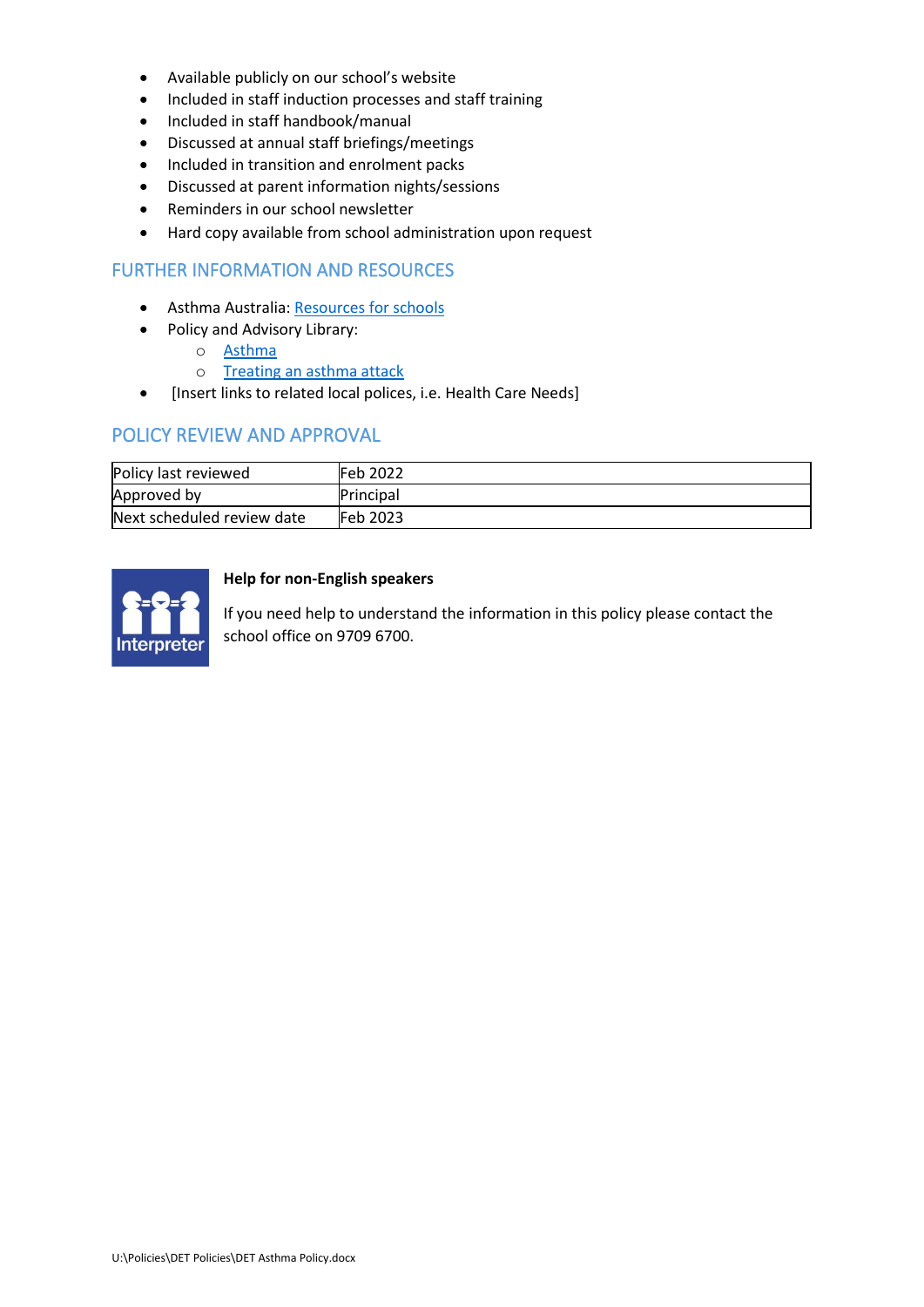- Available publicly on our school's website
- Included in staff induction processes and staff training
- Included in staff handbook/manual
- Discussed at annual staff briefings/meetings
- Included in transition and enrolment packs
- Discussed at parent information nights/sessions
- Reminders in our school newsletter
- Hard copy available from school administration upon request

## FURTHER INFORMATION AND RESOURCES

- Asthma Australia: Resources for schools
- Policy and Advisory Library:
  - Asthma
  - Treating an asthma attack
- [Insert links to related local polices, i.e. Health Care Needs]

## POLICY REVIEW AND APPROVAL

| | |
|---|---|
| Policy last reviewed | Feb 2022 |
| Approved by | Principal |
| Next scheduled review date | Feb 2023 |

Interpreter

**Help for non-English speakers**

If you need help to understand the information in this policy please contact the school office on 9709 6700.

U:\Policies\DET Policies\DET Asthma Policy.docx